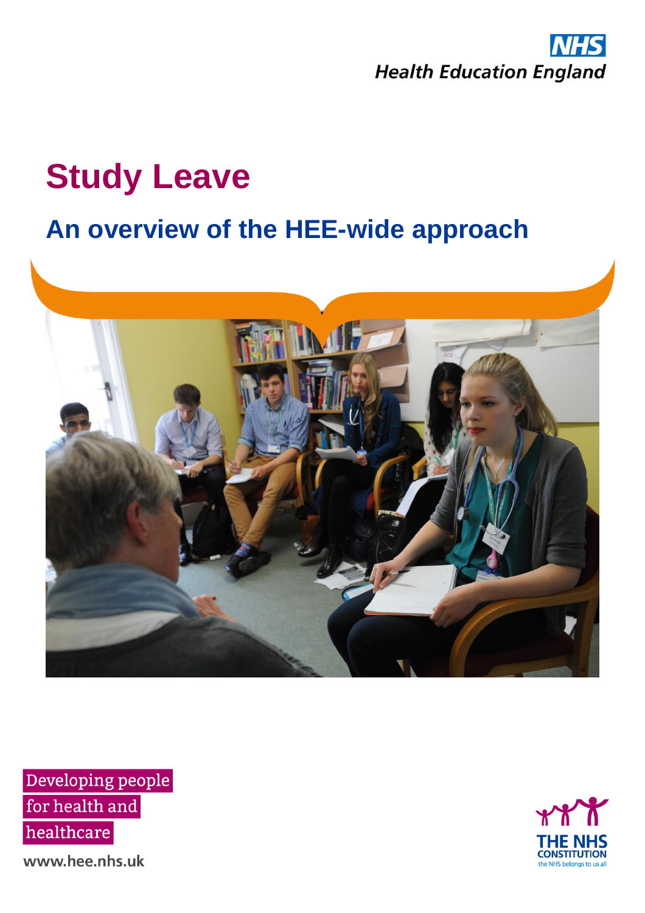NHS
Health Education England

# Study Leave

## An overview of the HEE-wide approach

Developing people
for health and
healthcare

www.hee.nhs.uk

THE NHS
CONSTITUTION
the NHS belongs to us all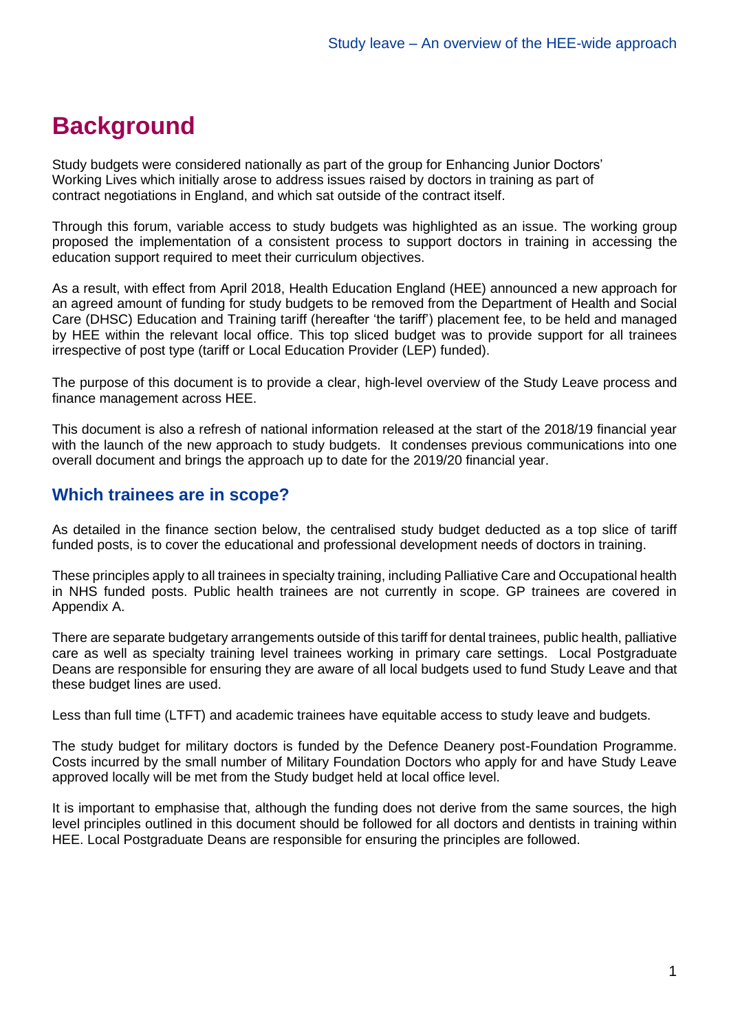# Background

Study budgets were considered nationally as part of the group for Enhancing Junior Doctors' Working Lives which initially arose to address issues raised by doctors in training as part of contract negotiations in England, and which sat outside of the contract itself.

Through this forum, variable access to study budgets was highlighted as an issue. The working group proposed the implementation of a consistent process to support doctors in training in accessing the education support required to meet their curriculum objectives.

As a result, with effect from April 2018, Health Education England (HEE) announced a new approach for an agreed amount of funding for study budgets to be removed from the Department of Health and Social Care (DHSC) Education and Training tariff (hereafter 'the tariff') placement fee, to be held and managed by HEE within the relevant local office. This top sliced budget was to provide support for all trainees irrespective of post type (tariff or Local Education Provider (LEP) funded).

The purpose of this document is to provide a clear, high-level overview of the Study Leave process and finance management across HEE.

This document is also a refresh of national information released at the start of the 2018/19 financial year with the launch of the new approach to study budgets. It condenses previous communications into one overall document and brings the approach up to date for the 2019/20 financial year.

## Which trainees are in scope?

As detailed in the finance section below, the centralised study budget deducted as a top slice of tariff funded posts, is to cover the educational and professional development needs of doctors in training.

These principles apply to all trainees in specialty training, including Palliative Care and Occupational health in NHS funded posts. Public health trainees are not currently in scope. GP trainees are covered in Appendix A.

There are separate budgetary arrangements outside of this tariff for dental trainees, public health, palliative care as well as specialty training level trainees working in primary care settings. Local Postgraduate Deans are responsible for ensuring they are aware of all local budgets used to fund Study Leave and that these budget lines are used.

Less than full time (LTFT) and academic trainees have equitable access to study leave and budgets.

The study budget for military doctors is funded by the Defence Deanery post-Foundation Programme. Costs incurred by the small number of Military Foundation Doctors who apply for and have Study Leave approved locally will be met from the Study budget held at local office level.

It is important to emphasise that, although the funding does not derive from the same sources, the high level principles outlined in this document should be followed for all doctors and dentists in training within HEE. Local Postgraduate Deans are responsible for ensuring the principles are followed.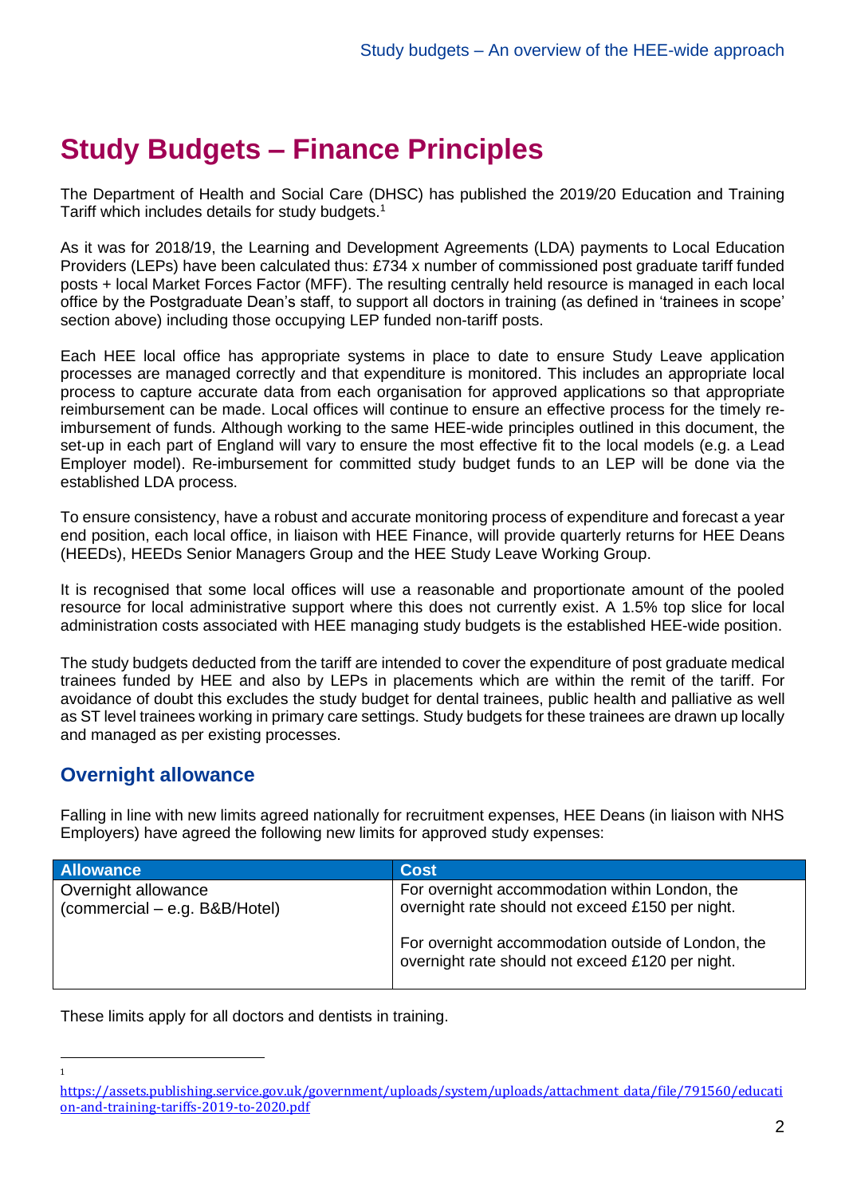# Study Budgets – Finance Principles

The Department of Health and Social Care (DHSC) has published the 2019/20 Education and Training Tariff which includes details for study budgets.[1]

As it was for 2018/19, the Learning and Development Agreements (LDA) payments to Local Education Providers (LEPs) have been calculated thus: £734 x number of commissioned post graduate tariff funded posts + local Market Forces Factor (MFF). The resulting centrally held resource is managed in each local office by the Postgraduate Dean's staff, to support all doctors in training (as defined in 'trainees in scope' section above) including those occupying LEP funded non-tariff posts.

Each HEE local office has appropriate systems in place to date to ensure Study Leave application processes are managed correctly and that expenditure is monitored. This includes an appropriate local process to capture accurate data from each organisation for approved applications so that appropriate reimbursement can be made. Local offices will continue to ensure an effective process for the timely re-imbursement of funds. Although working to the same HEE-wide principles outlined in this document, the set-up in each part of England will vary to ensure the most effective fit to the local models (e.g. a Lead Employer model). Re-imbursement for committed study budget funds to an LEP will be done via the established LDA process.

To ensure consistency, have a robust and accurate monitoring process of expenditure and forecast a year end position, each local office, in liaison with HEE Finance, will provide quarterly returns for HEE Deans (HEEDs), HEEDs Senior Managers Group and the HEE Study Leave Working Group.

It is recognised that some local offices will use a reasonable and proportionate amount of the pooled resource for local administrative support where this does not currently exist. A 1.5% top slice for local administration costs associated with HEE managing study budgets is the established HEE-wide position.

The study budgets deducted from the tariff are intended to cover the expenditure of post graduate medical trainees funded by HEE and also by LEPs in placements which are within the remit of the tariff. For avoidance of doubt this excludes the study budget for dental trainees, public health and palliative as well as ST level trainees working in primary care settings. Study budgets for these trainees are drawn up locally and managed as per existing processes.

## Overnight allowance

Falling in line with new limits agreed nationally for recruitment expenses, HEE Deans (in liaison with NHS Employers) have agreed the following new limits for approved study expenses:

| Allowance | Cost |
| --- | --- |
| Overnight allowance (commercial – e.g. B&B/Hotel) | For overnight accommodation within London, the overnight rate should not exceed £150 per night.<br><br>For overnight accommodation outside of London, the overnight rate should not exceed £120 per night. |

These limits apply for all doctors and dentists in training.

[1] https://assets.publishing.service.gov.uk/government/uploads/system/uploads/attachment_data/file/791560/education-and-training-tariffs-2019-to-2020.pdf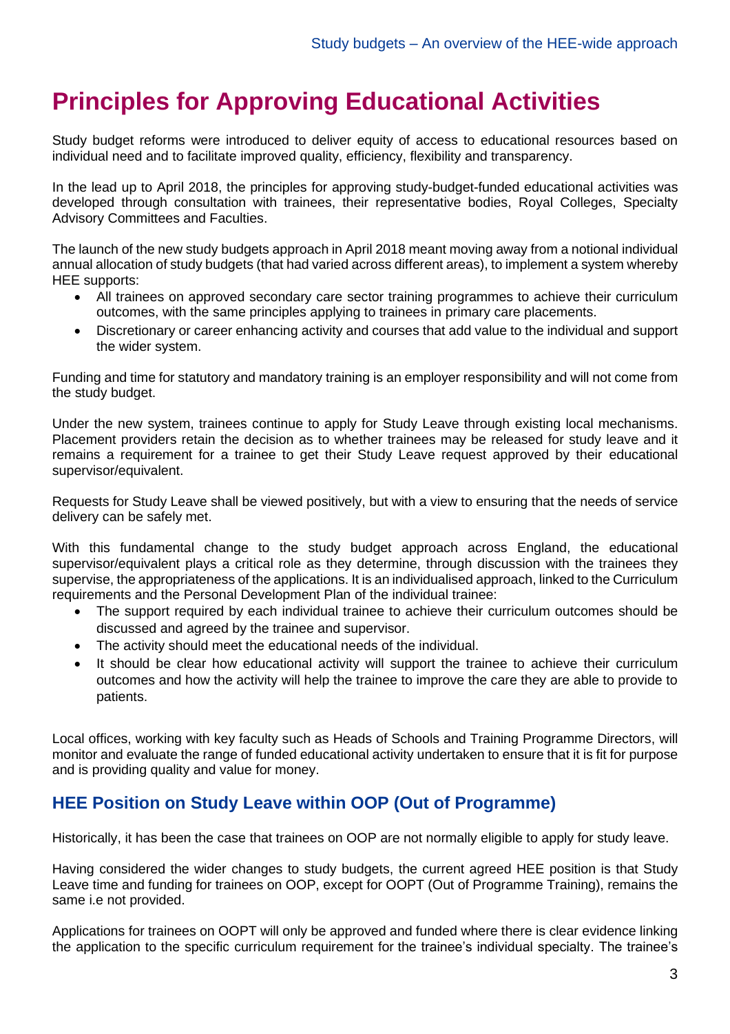# Principles for Approving Educational Activities

Study budget reforms were introduced to deliver equity of access to educational resources based on individual need and to facilitate improved quality, efficiency, flexibility and transparency.

In the lead up to April 2018, the principles for approving study-budget-funded educational activities was developed through consultation with trainees, their representative bodies, Royal Colleges, Specialty Advisory Committees and Faculties.

The launch of the new study budgets approach in April 2018 meant moving away from a notional individual annual allocation of study budgets (that had varied across different areas), to implement a system whereby HEE supports:

- All trainees on approved secondary care sector training programmes to achieve their curriculum outcomes, with the same principles applying to trainees in primary care placements.
- Discretionary or career enhancing activity and courses that add value to the individual and support the wider system.

Funding and time for statutory and mandatory training is an employer responsibility and will not come from the study budget.

Under the new system, trainees continue to apply for Study Leave through existing local mechanisms. Placement providers retain the decision as to whether trainees may be released for study leave and it remains a requirement for a trainee to get their Study Leave request approved by their educational supervisor/equivalent.

Requests for Study Leave shall be viewed positively, but with a view to ensuring that the needs of service delivery can be safely met.

With this fundamental change to the study budget approach across England, the educational supervisor/equivalent plays a critical role as they determine, through discussion with the trainees they supervise, the appropriateness of the applications. It is an individualised approach, linked to the Curriculum requirements and the Personal Development Plan of the individual trainee:

- The support required by each individual trainee to achieve their curriculum outcomes should be discussed and agreed by the trainee and supervisor.
- The activity should meet the educational needs of the individual.
- It should be clear how educational activity will support the trainee to achieve their curriculum outcomes and how the activity will help the trainee to improve the care they are able to provide to patients.

Local offices, working with key faculty such as Heads of Schools and Training Programme Directors, will monitor and evaluate the range of funded educational activity undertaken to ensure that it is fit for purpose and is providing quality and value for money.

## HEE Position on Study Leave within OOP (Out of Programme)

Historically, it has been the case that trainees on OOP are not normally eligible to apply for study leave.

Having considered the wider changes to study budgets, the current agreed HEE position is that Study Leave time and funding for trainees on OOP, except for OOPT (Out of Programme Training), remains the same i.e not provided.

Applications for trainees on OOPT will only be approved and funded where there is clear evidence linking the application to the specific curriculum requirement for the trainee's individual specialty. The trainee's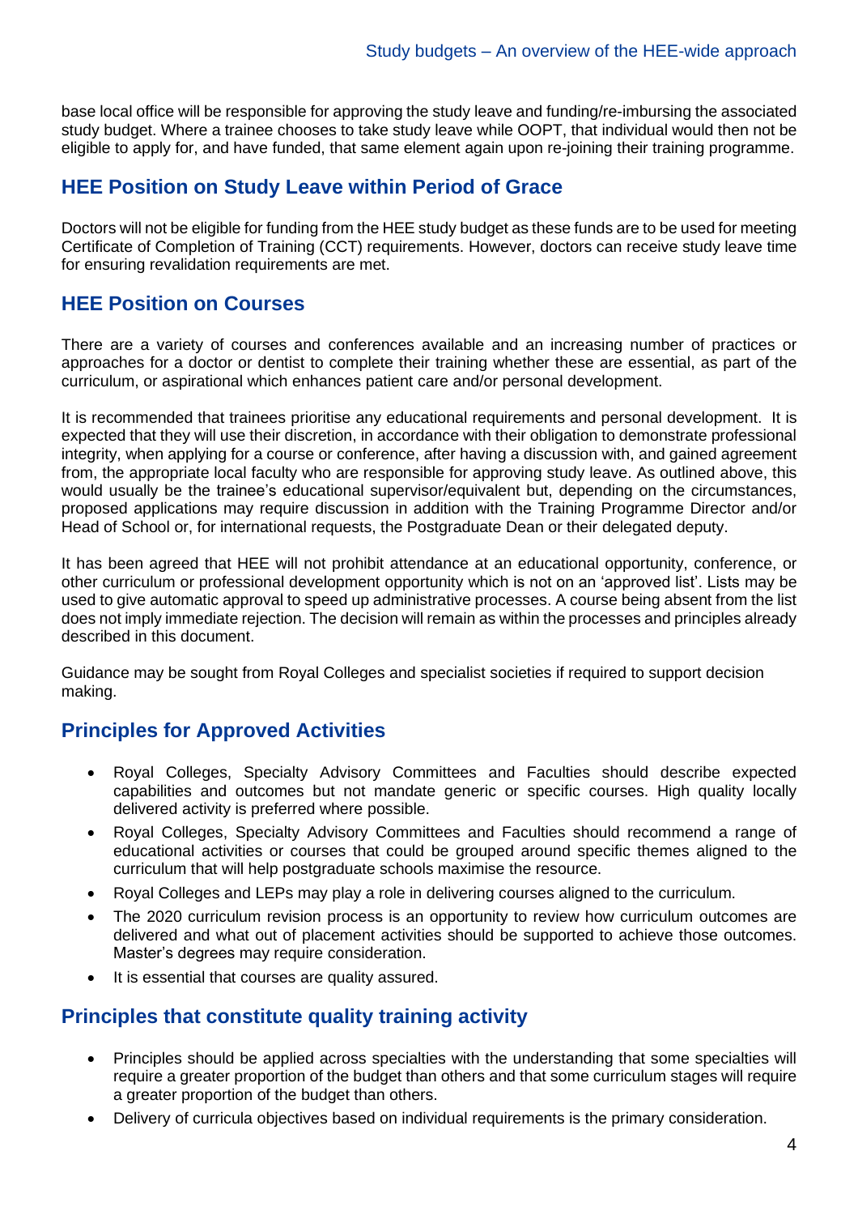base local office will be responsible for approving the study leave and funding/re-imbursing the associated study budget. Where a trainee chooses to take study leave while OOPT, that individual would then not be eligible to apply for, and have funded, that same element again upon re-joining their training programme.

## HEE Position on Study Leave within Period of Grace

Doctors will not be eligible for funding from the HEE study budget as these funds are to be used for meeting Certificate of Completion of Training (CCT) requirements. However, doctors can receive study leave time for ensuring revalidation requirements are met.

## HEE Position on Courses

There are a variety of courses and conferences available and an increasing number of practices or approaches for a doctor or dentist to complete their training whether these are essential, as part of the curriculum, or aspirational which enhances patient care and/or personal development.

It is recommended that trainees prioritise any educational requirements and personal development. It is expected that they will use their discretion, in accordance with their obligation to demonstrate professional integrity, when applying for a course or conference, after having a discussion with, and gained agreement from, the appropriate local faculty who are responsible for approving study leave. As outlined above, this would usually be the trainee's educational supervisor/equivalent but, depending on the circumstances, proposed applications may require discussion in addition with the Training Programme Director and/or Head of School or, for international requests, the Postgraduate Dean or their delegated deputy.

It has been agreed that HEE will not prohibit attendance at an educational opportunity, conference, or other curriculum or professional development opportunity which is not on an 'approved list'. Lists may be used to give automatic approval to speed up administrative processes. A course being absent from the list does not imply immediate rejection. The decision will remain as within the processes and principles already described in this document.

Guidance may be sought from Royal Colleges and specialist societies if required to support decision making.

## Principles for Approved Activities

- Royal Colleges, Specialty Advisory Committees and Faculties should describe expected capabilities and outcomes but not mandate generic or specific courses. High quality locally delivered activity is preferred where possible.
- Royal Colleges, Specialty Advisory Committees and Faculties should recommend a range of educational activities or courses that could be grouped around specific themes aligned to the curriculum that will help postgraduate schools maximise the resource.
- Royal Colleges and LEPs may play a role in delivering courses aligned to the curriculum.
- The 2020 curriculum revision process is an opportunity to review how curriculum outcomes are delivered and what out of placement activities should be supported to achieve those outcomes. Master's degrees may require consideration.
- It is essential that courses are quality assured.

## Principles that constitute quality training activity

- Principles should be applied across specialties with the understanding that some specialties will require a greater proportion of the budget than others and that some curriculum stages will require a greater proportion of the budget than others.
- Delivery of curricula objectives based on individual requirements is the primary consideration.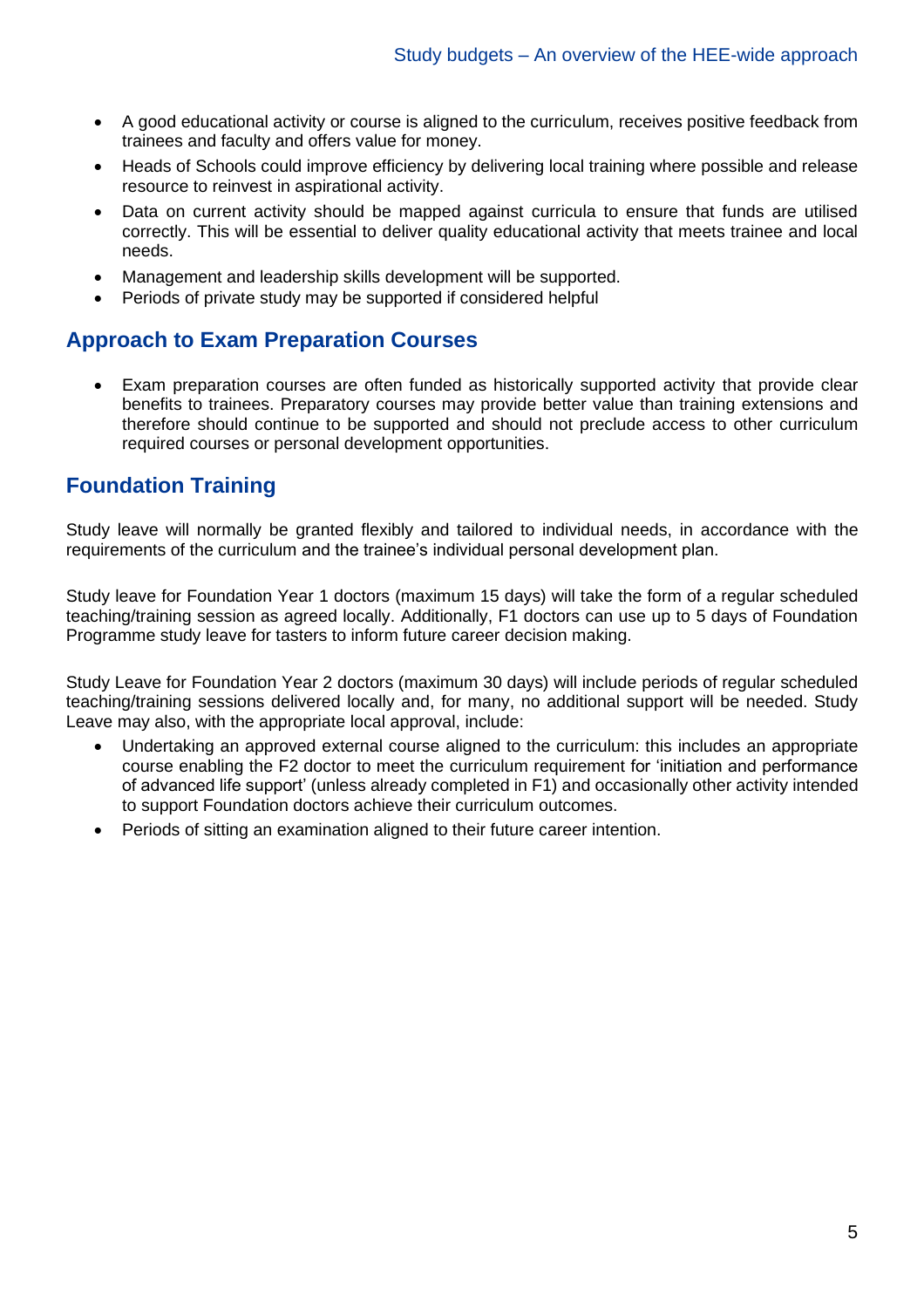- A good educational activity or course is aligned to the curriculum, receives positive feedback from trainees and faculty and offers value for money.
- Heads of Schools could improve efficiency by delivering local training where possible and release resource to reinvest in aspirational activity.
- Data on current activity should be mapped against curricula to ensure that funds are utilised correctly. This will be essential to deliver quality educational activity that meets trainee and local needs.
- Management and leadership skills development will be supported.
- Periods of private study may be supported if considered helpful

## Approach to Exam Preparation Courses

- Exam preparation courses are often funded as historically supported activity that provide clear benefits to trainees. Preparatory courses may provide better value than training extensions and therefore should continue to be supported and should not preclude access to other curriculum required courses or personal development opportunities.

## Foundation Training

Study leave will normally be granted flexibly and tailored to individual needs, in accordance with the requirements of the curriculum and the trainee's individual personal development plan.

Study leave for Foundation Year 1 doctors (maximum 15 days) will take the form of a regular scheduled teaching/training session as agreed locally. Additionally, F1 doctors can use up to 5 days of Foundation Programme study leave for tasters to inform future career decision making.

Study Leave for Foundation Year 2 doctors (maximum 30 days) will include periods of regular scheduled teaching/training sessions delivered locally and, for many, no additional support will be needed. Study Leave may also, with the appropriate local approval, include:

- Undertaking an approved external course aligned to the curriculum: this includes an appropriate course enabling the F2 doctor to meet the curriculum requirement for 'initiation and performance of advanced life support' (unless already completed in F1) and occasionally other activity intended to support Foundation doctors achieve their curriculum outcomes.
- Periods of sitting an examination aligned to their future career intention.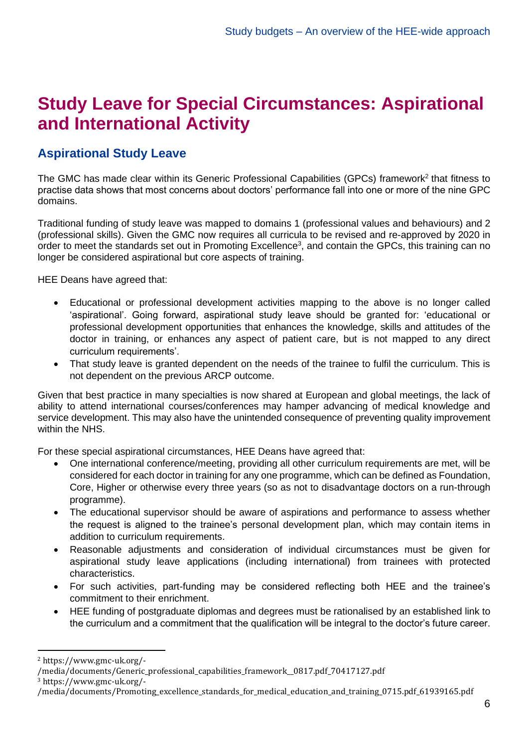# Study Leave for Special Circumstances: Aspirational and International Activity

## Aspirational Study Leave

The GMC has made clear within its Generic Professional Capabilities (GPCs) framework[2] that fitness to practise data shows that most concerns about doctors' performance fall into one or more of the nine GPC domains.

Traditional funding of study leave was mapped to domains 1 (professional values and behaviours) and 2 (professional skills). Given the GMC now requires all curricula to be revised and re-approved by 2020 in order to meet the standards set out in Promoting Excellence[3], and contain the GPCs, this training can no longer be considered aspirational but core aspects of training.

HEE Deans have agreed that:

- Educational or professional development activities mapping to the above is no longer called 'aspirational'. Going forward, aspirational study leave should be granted for: 'educational or professional development opportunities that enhances the knowledge, skills and attitudes of the doctor in training, or enhances any aspect of patient care, but is not mapped to any direct curriculum requirements'.
- That study leave is granted dependent on the needs of the trainee to fulfil the curriculum. This is not dependent on the previous ARCP outcome.

Given that best practice in many specialties is now shared at European and global meetings, the lack of ability to attend international courses/conferences may hamper advancing of medical knowledge and service development. This may also have the unintended consequence of preventing quality improvement within the NHS.

For these special aspirational circumstances, HEE Deans have agreed that:

- One international conference/meeting, providing all other curriculum requirements are met, will be considered for each doctor in training for any one programme, which can be defined as Foundation, Core, Higher or otherwise every three years (so as not to disadvantage doctors on a run-through programme).
- The educational supervisor should be aware of aspirations and performance to assess whether the request is aligned to the trainee's personal development plan, which may contain items in addition to curriculum requirements.
- Reasonable adjustments and consideration of individual circumstances must be given for aspirational study leave applications (including international) from trainees with protected characteristics.
- For such activities, part-funding may be considered reflecting both HEE and the trainee's commitment to their enrichment.
- HEE funding of postgraduate diplomas and degrees must be rationalised by an established link to the curriculum and a commitment that the qualification will be integral to the doctor's future career.

---

[2] https://www.gmc-uk.org/-/media/documents/Generic_professional_capabilities_framework__0817.pdf_70417127.pdf

[3] https://www.gmc-uk.org/-/media/documents/Promoting_excellence_standards_for_medical_education_and_training_0715.pdf_61939165.pdf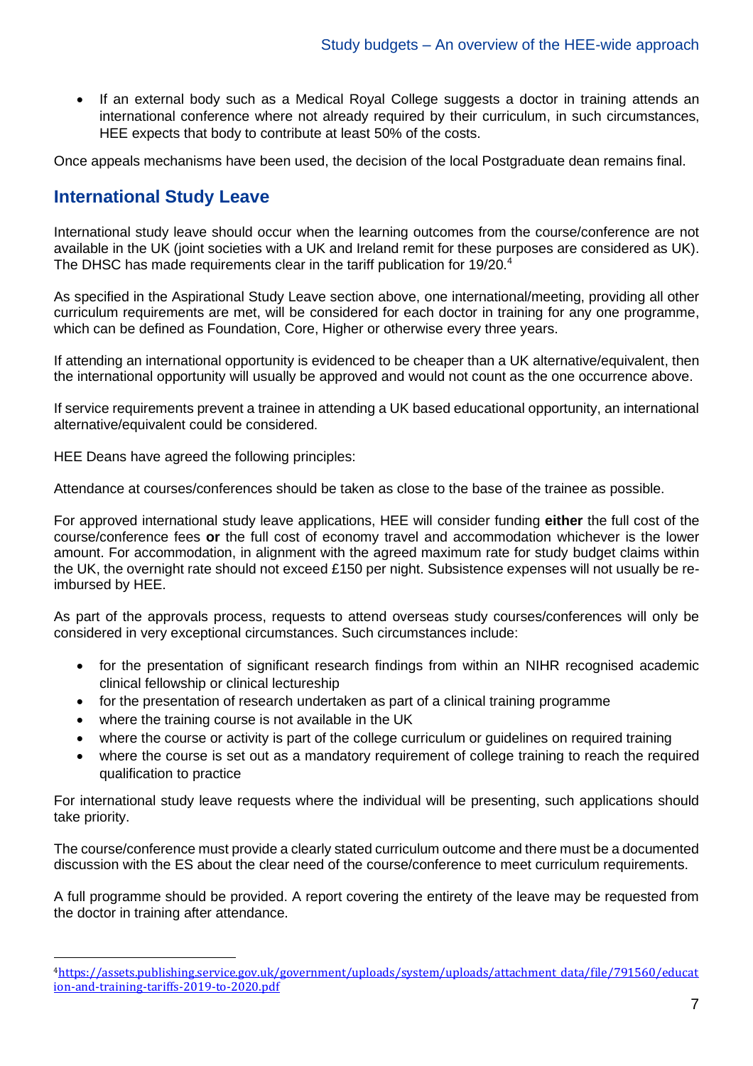- If an external body such as a Medical Royal College suggests a doctor in training attends an international conference where not already required by their curriculum, in such circumstances, HEE expects that body to contribute at least 50% of the costs.

Once appeals mechanisms have been used, the decision of the local Postgraduate dean remains final.

## International Study Leave

International study leave should occur when the learning outcomes from the course/conference are not available in the UK (joint societies with a UK and Ireland remit for these purposes are considered as UK). The DHSC has made requirements clear in the tariff publication for 19/20.[4]

As specified in the Aspirational Study Leave section above, one international/meeting, providing all other curriculum requirements are met, will be considered for each doctor in training for any one programme, which can be defined as Foundation, Core, Higher or otherwise every three years.

If attending an international opportunity is evidenced to be cheaper than a UK alternative/equivalent, then the international opportunity will usually be approved and would not count as the one occurrence above.

If service requirements prevent a trainee in attending a UK based educational opportunity, an international alternative/equivalent could be considered.

HEE Deans have agreed the following principles:

Attendance at courses/conferences should be taken as close to the base of the trainee as possible.

For approved international study leave applications, HEE will consider funding **either** the full cost of the course/conference fees **or** the full cost of economy travel and accommodation whichever is the lower amount. For accommodation, in alignment with the agreed maximum rate for study budget claims within the UK, the overnight rate should not exceed £150 per night. Subsistence expenses will not usually be re-imbursed by HEE.

As part of the approvals process, requests to attend overseas study courses/conferences will only be considered in very exceptional circumstances. Such circumstances include:

- for the presentation of significant research findings from within an NIHR recognised academic clinical fellowship or clinical lectureship
- for the presentation of research undertaken as part of a clinical training programme
- where the training course is not available in the UK
- where the course or activity is part of the college curriculum or guidelines on required training
- where the course is set out as a mandatory requirement of college training to reach the required qualification to practice

For international study leave requests where the individual will be presenting, such applications should take priority.

The course/conference must provide a clearly stated curriculum outcome and there must be a documented discussion with the ES about the clear need of the course/conference to meet curriculum requirements.

A full programme should be provided. A report covering the entirety of the leave may be requested from the doctor in training after attendance.

[4] https://assets.publishing.service.gov.uk/government/uploads/system/uploads/attachment_data/file/791560/education-and-training-tariffs-2019-to-2020.pdf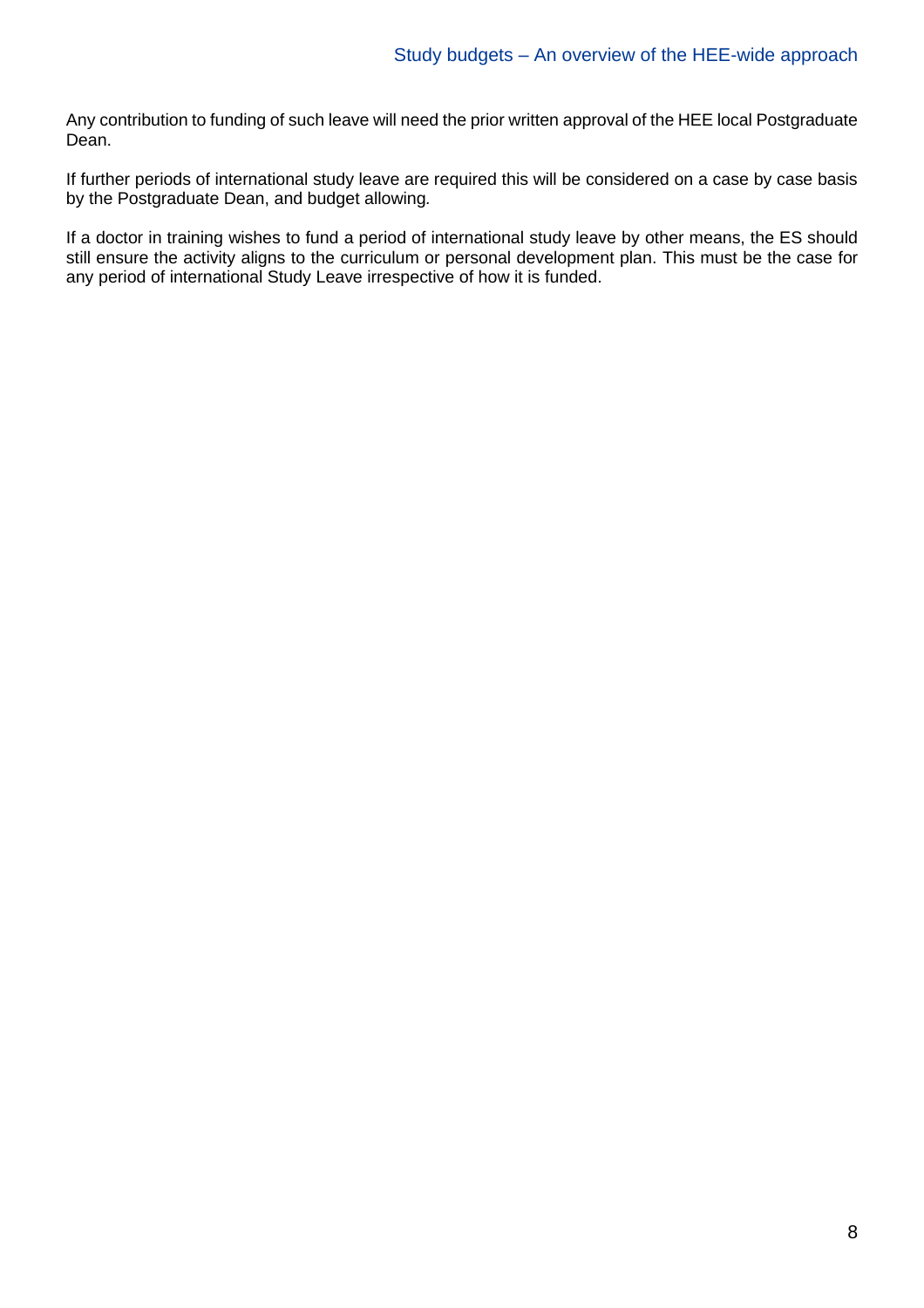Any contribution to funding of such leave will need the prior written approval of the HEE local Postgraduate Dean.

If further periods of international study leave are required this will be considered on a case by case basis by the Postgraduate Dean, and budget allowing.

If a doctor in training wishes to fund a period of international study leave by other means, the ES should still ensure the activity aligns to the curriculum or personal development plan. This must be the case for any period of international Study Leave irrespective of how it is funded.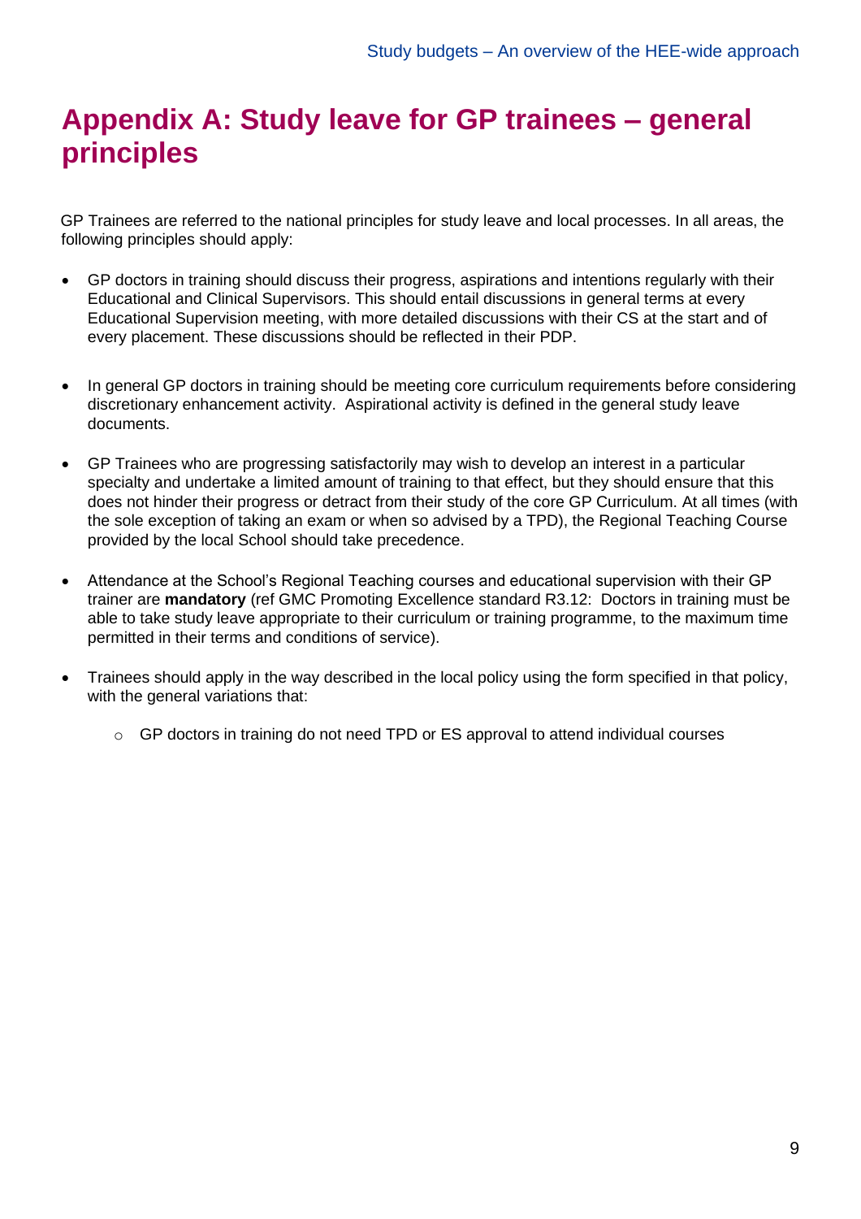# Appendix A: Study leave for GP trainees – general principles

GP Trainees are referred to the national principles for study leave and local processes. In all areas, the following principles should apply:

- GP doctors in training should discuss their progress, aspirations and intentions regularly with their Educational and Clinical Supervisors. This should entail discussions in general terms at every Educational Supervision meeting, with more detailed discussions with their CS at the start and of every placement. These discussions should be reflected in their PDP.

- In general GP doctors in training should be meeting core curriculum requirements before considering discretionary enhancement activity. Aspirational activity is defined in the general study leave documents.

- GP Trainees who are progressing satisfactorily may wish to develop an interest in a particular specialty and undertake a limited amount of training to that effect, but they should ensure that this does not hinder their progress or detract from their study of the core GP Curriculum. At all times (with the sole exception of taking an exam or when so advised by a TPD), the Regional Teaching Course provided by the local School should take precedence.

- Attendance at the School's Regional Teaching courses and educational supervision with their GP trainer are **mandatory** (ref GMC Promoting Excellence standard R3.12: Doctors in training must be able to take study leave appropriate to their curriculum or training programme, to the maximum time permitted in their terms and conditions of service).

- Trainees should apply in the way described in the local policy using the form specified in that policy, with the general variations that:
  - GP doctors in training do not need TPD or ES approval to attend individual courses